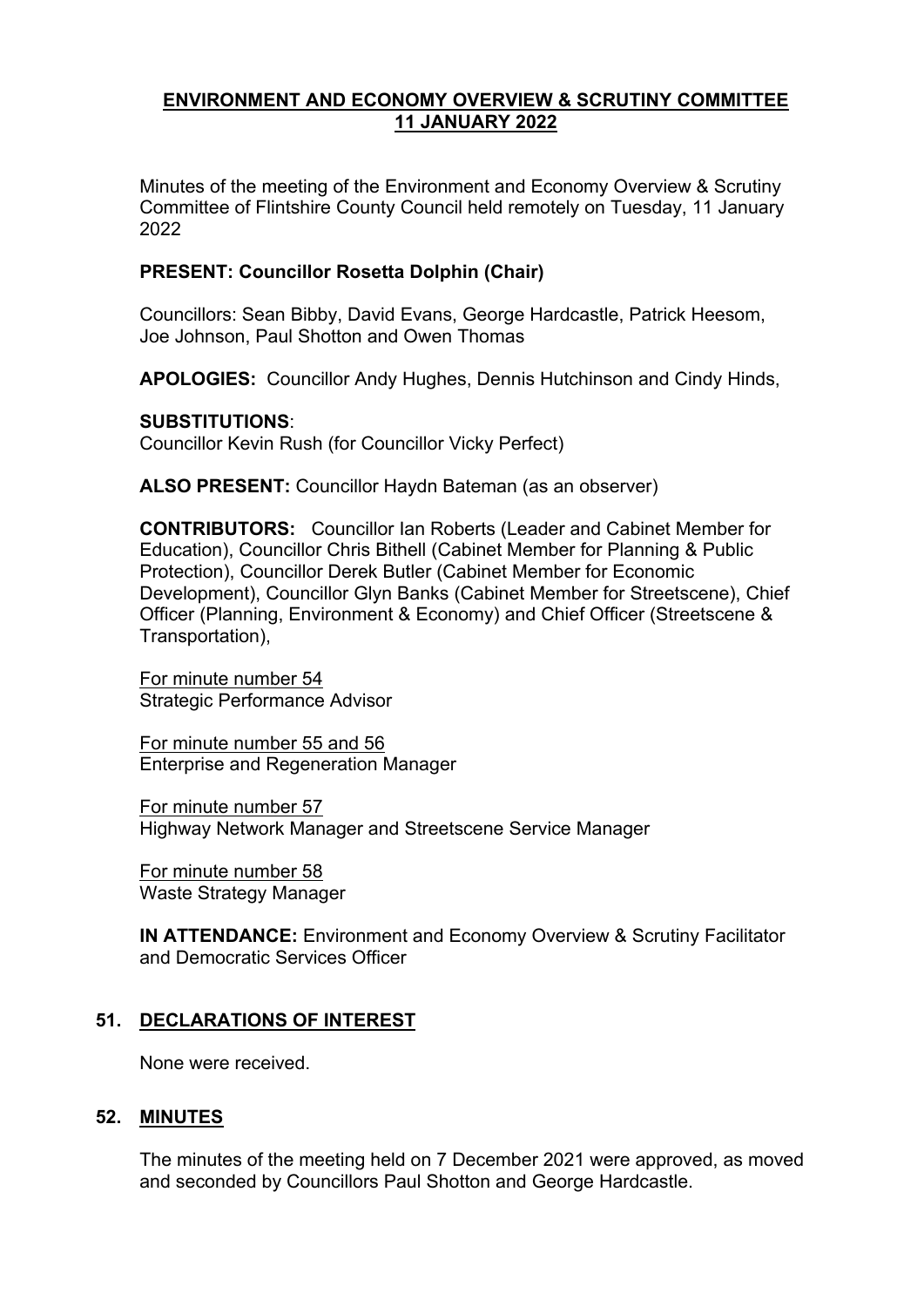# ENVIRONMENT AND ECONOMY OVERVIEW & SCRUTINY COMMITTEE 11 JANUARY 2022

Minutes of the meeting of the Environment and Economy Overview & Scrutiny Committee of Flintshire County Council held remotely on Tuesday, 11 January 2022

**PRESENT: Councillor Rosetta Dolphin (Chair)**

Councillors: Sean Bibby, David Evans, George Hardcastle, Patrick Heesom, Joe Johnson, Paul Shotton and Owen Thomas

**APOLOGIES:** Councillor Andy Hughes, Dennis Hutchinson and Cindy Hinds,

**SUBSTITUTIONS**:
Councillor Kevin Rush (for Councillor Vicky Perfect)

**ALSO PRESENT:** Councillor Haydn Bateman (as an observer)

**CONTRIBUTORS:** Councillor Ian Roberts (Leader and Cabinet Member for Education), Councillor Chris Bithell (Cabinet Member for Planning & Public Protection), Councillor Derek Butler (Cabinet Member for Economic Development), Councillor Glyn Banks (Cabinet Member for Streetscene), Chief Officer (Planning, Environment & Economy) and Chief Officer (Streetscene & Transportation),

For minute number 54
Strategic Performance Advisor

For minute number 55 and 56
Enterprise and Regeneration Manager

For minute number 57
Highway Network Manager and Streetscene Service Manager

For minute number 58
Waste Strategy Manager

**IN ATTENDANCE:** Environment and Economy Overview & Scrutiny Facilitator and Democratic Services Officer

## 51. DECLARATIONS OF INTEREST

None were received.

## 52. MINUTES

The minutes of the meeting held on 7 December 2021 were approved, as moved and seconded by Councillors Paul Shotton and George Hardcastle.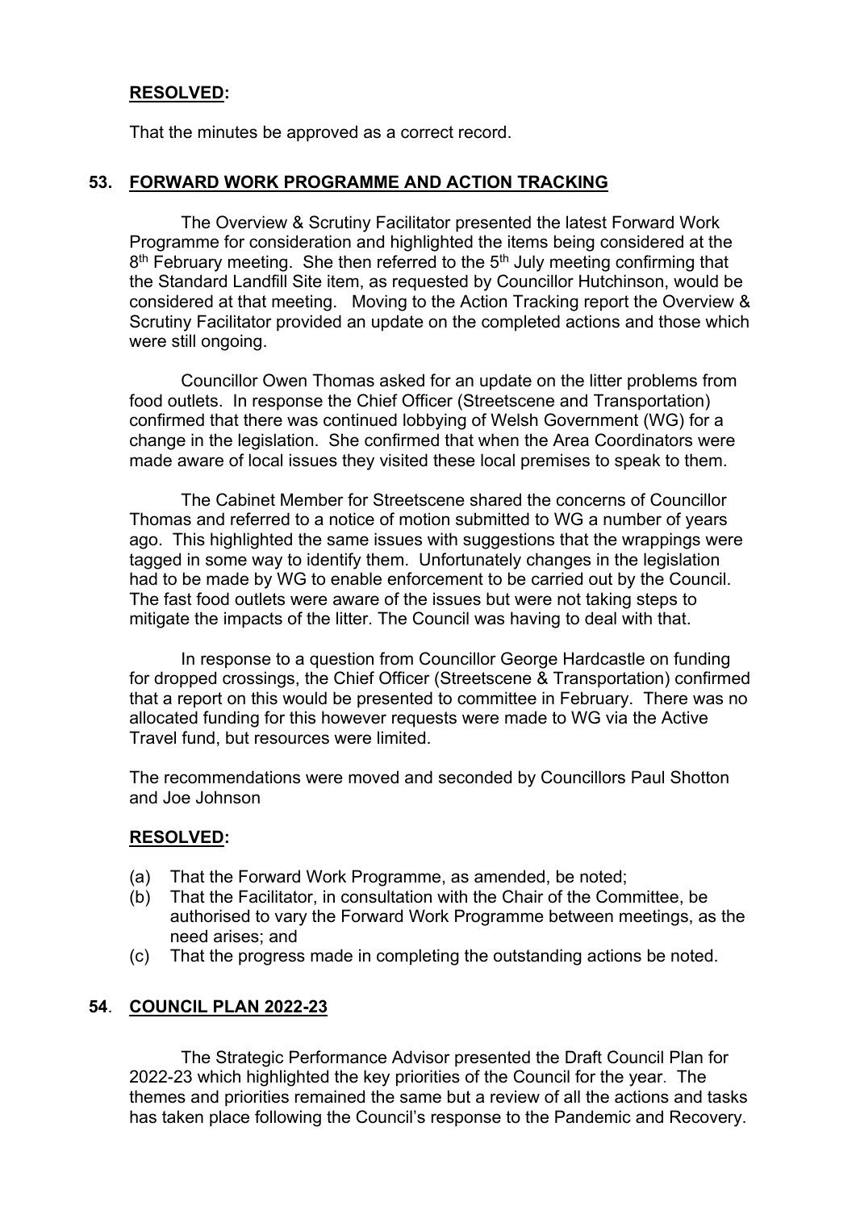**RESOLVED:**

That the minutes be approved as a correct record.

## 53. FORWARD WORK PROGRAMME AND ACTION TRACKING

The Overview & Scrutiny Facilitator presented the latest Forward Work Programme for consideration and highlighted the items being considered at the 8th February meeting. She then referred to the 5th July meeting confirming that the Standard Landfill Site item, as requested by Councillor Hutchinson, would be considered at that meeting. Moving to the Action Tracking report the Overview & Scrutiny Facilitator provided an update on the completed actions and those which were still ongoing.

Councillor Owen Thomas asked for an update on the litter problems from food outlets. In response the Chief Officer (Streetscene and Transportation) confirmed that there was continued lobbying of Welsh Government (WG) for a change in the legislation. She confirmed that when the Area Coordinators were made aware of local issues they visited these local premises to speak to them.

The Cabinet Member for Streetscene shared the concerns of Councillor Thomas and referred to a notice of motion submitted to WG a number of years ago. This highlighted the same issues with suggestions that the wrappings were tagged in some way to identify them. Unfortunately changes in the legislation had to be made by WG to enable enforcement to be carried out by the Council. The fast food outlets were aware of the issues but were not taking steps to mitigate the impacts of the litter. The Council was having to deal with that.

In response to a question from Councillor George Hardcastle on funding for dropped crossings, the Chief Officer (Streetscene & Transportation) confirmed that a report on this would be presented to committee in February. There was no allocated funding for this however requests were made to WG via the Active Travel fund, but resources were limited.

The recommendations were moved and seconded by Councillors Paul Shotton and Joe Johnson

**RESOLVED:**

(a) That the Forward Work Programme, as amended, be noted;
(b) That the Facilitator, in consultation with the Chair of the Committee, be authorised to vary the Forward Work Programme between meetings, as the need arises; and
(c) That the progress made in completing the outstanding actions be noted.

## 54. COUNCIL PLAN 2022-23

The Strategic Performance Advisor presented the Draft Council Plan for 2022-23 which highlighted the key priorities of the Council for the year. The themes and priorities remained the same but a review of all the actions and tasks has taken place following the Council's response to the Pandemic and Recovery.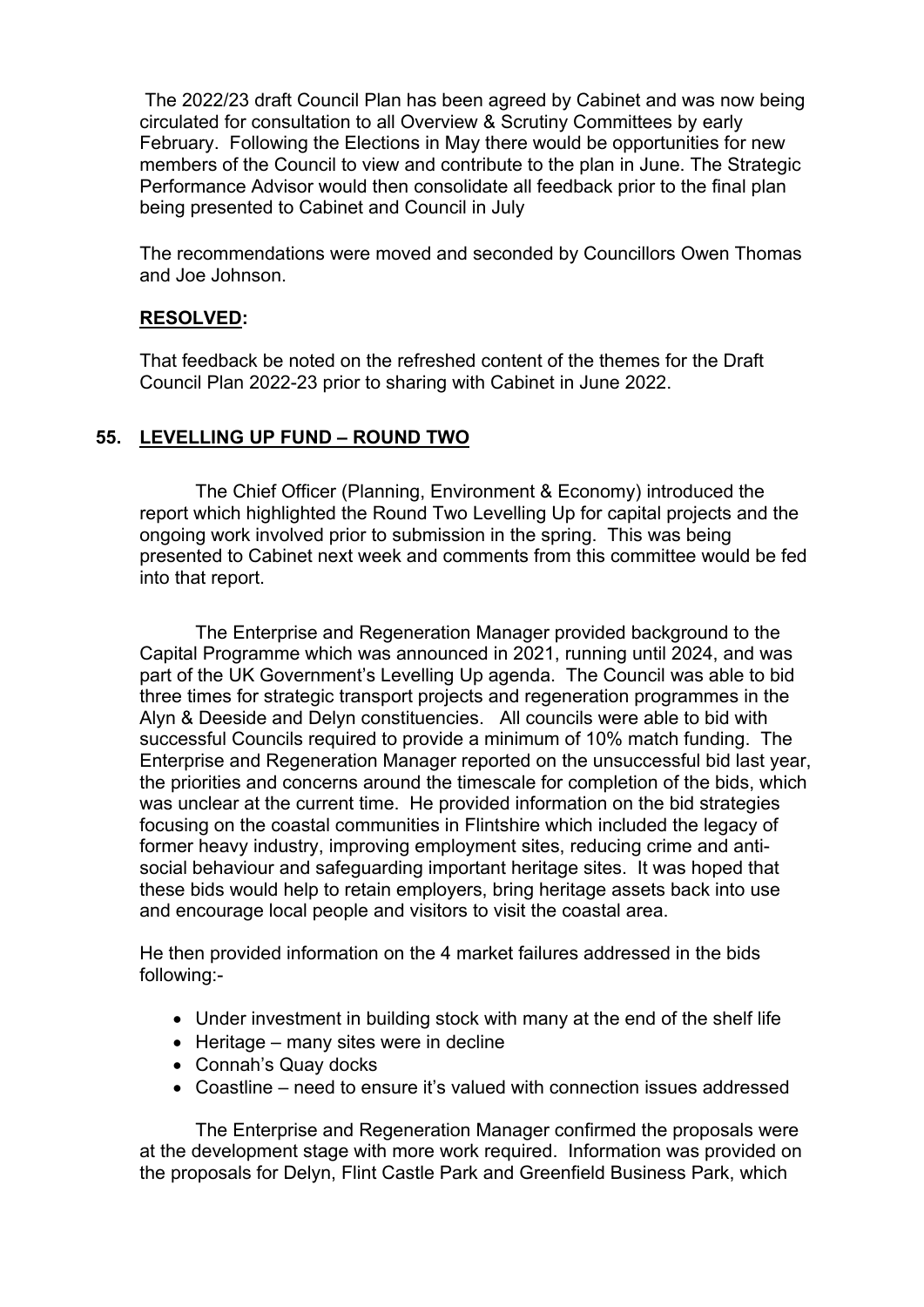The 2022/23 draft Council Plan has been agreed by Cabinet and was now being circulated for consultation to all Overview & Scrutiny Committees by early February. Following the Elections in May there would be opportunities for new members of the Council to view and contribute to the plan in June. The Strategic Performance Advisor would then consolidate all feedback prior to the final plan being presented to Cabinet and Council in July

The recommendations were moved and seconded by Councillors Owen Thomas and Joe Johnson.

**RESOLVED:**

That feedback be noted on the refreshed content of the themes for the Draft Council Plan 2022-23 prior to sharing with Cabinet in June 2022.

## 55. LEVELLING UP FUND – ROUND TWO

The Chief Officer (Planning, Environment & Economy) introduced the report which highlighted the Round Two Levelling Up for capital projects and the ongoing work involved prior to submission in the spring. This was being presented to Cabinet next week and comments from this committee would be fed into that report.

The Enterprise and Regeneration Manager provided background to the Capital Programme which was announced in 2021, running until 2024, and was part of the UK Government's Levelling Up agenda. The Council was able to bid three times for strategic transport projects and regeneration programmes in the Alyn & Deeside and Delyn constituencies. All councils were able to bid with successful Councils required to provide a minimum of 10% match funding. The Enterprise and Regeneration Manager reported on the unsuccessful bid last year, the priorities and concerns around the timescale for completion of the bids, which was unclear at the current time. He provided information on the bid strategies focusing on the coastal communities in Flintshire which included the legacy of former heavy industry, improving employment sites, reducing crime and anti-social behaviour and safeguarding important heritage sites. It was hoped that these bids would help to retain employers, bring heritage assets back into use and encourage local people and visitors to visit the coastal area.

He then provided information on the 4 market failures addressed in the bids following:-

- Under investment in building stock with many at the end of the shelf life
- Heritage – many sites were in decline
- Connah's Quay docks
- Coastline – need to ensure it's valued with connection issues addressed

The Enterprise and Regeneration Manager confirmed the proposals were at the development stage with more work required. Information was provided on the proposals for Delyn, Flint Castle Park and Greenfield Business Park, which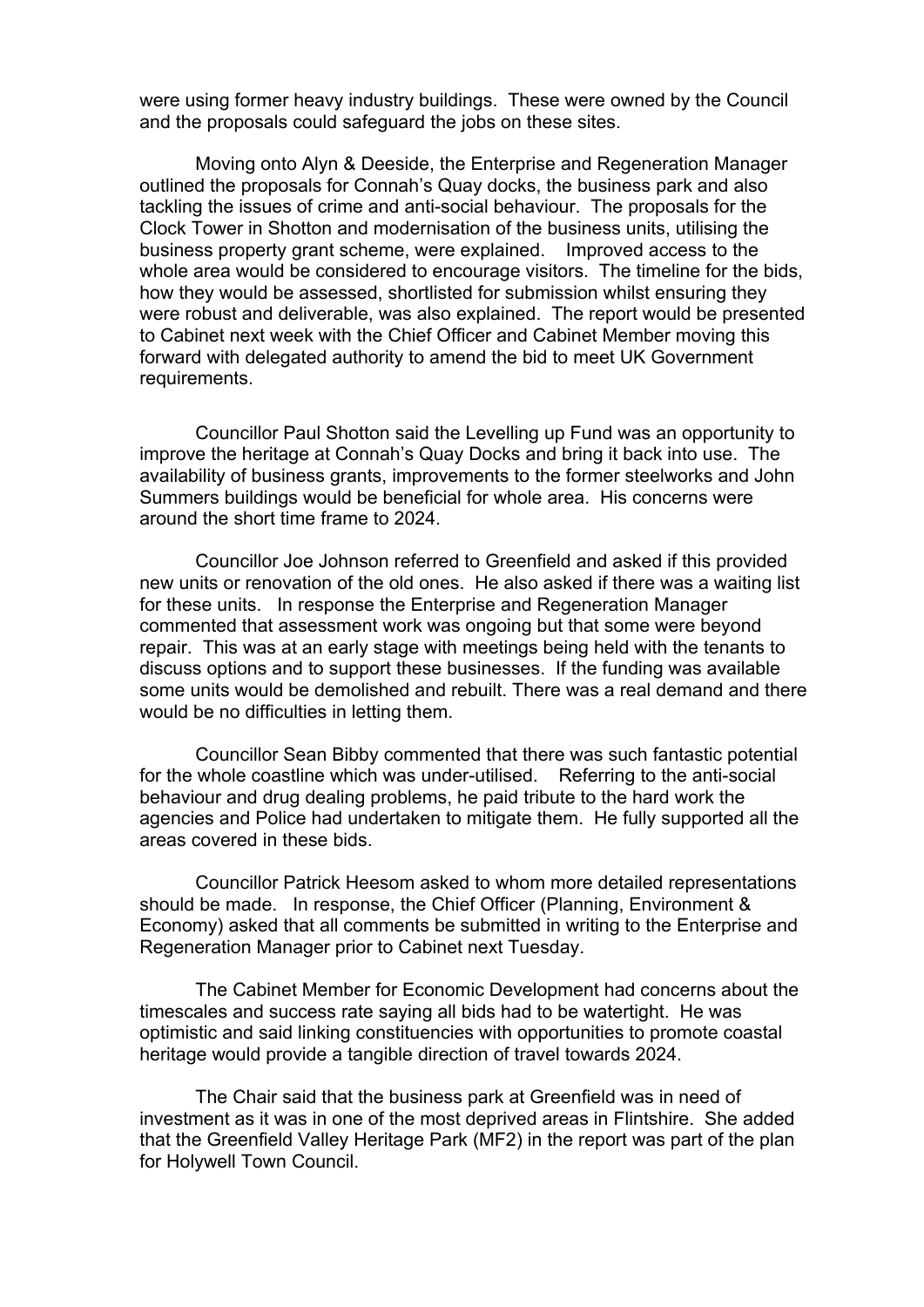were using former heavy industry buildings. These were owned by the Council and the proposals could safeguard the jobs on these sites.

Moving onto Alyn & Deeside, the Enterprise and Regeneration Manager outlined the proposals for Connah's Quay docks, the business park and also tackling the issues of crime and anti-social behaviour. The proposals for the Clock Tower in Shotton and modernisation of the business units, utilising the business property grant scheme, were explained. Improved access to the whole area would be considered to encourage visitors. The timeline for the bids, how they would be assessed, shortlisted for submission whilst ensuring they were robust and deliverable, was also explained. The report would be presented to Cabinet next week with the Chief Officer and Cabinet Member moving this forward with delegated authority to amend the bid to meet UK Government requirements.

Councillor Paul Shotton said the Levelling up Fund was an opportunity to improve the heritage at Connah's Quay Docks and bring it back into use. The availability of business grants, improvements to the former steelworks and John Summers buildings would be beneficial for whole area. His concerns were around the short time frame to 2024.

Councillor Joe Johnson referred to Greenfield and asked if this provided new units or renovation of the old ones. He also asked if there was a waiting list for these units. In response the Enterprise and Regeneration Manager commented that assessment work was ongoing but that some were beyond repair. This was at an early stage with meetings being held with the tenants to discuss options and to support these businesses. If the funding was available some units would be demolished and rebuilt. There was a real demand and there would be no difficulties in letting them.

Councillor Sean Bibby commented that there was such fantastic potential for the whole coastline which was under-utilised. Referring to the anti-social behaviour and drug dealing problems, he paid tribute to the hard work the agencies and Police had undertaken to mitigate them. He fully supported all the areas covered in these bids.

Councillor Patrick Heesom asked to whom more detailed representations should be made. In response, the Chief Officer (Planning, Environment & Economy) asked that all comments be submitted in writing to the Enterprise and Regeneration Manager prior to Cabinet next Tuesday.

The Cabinet Member for Economic Development had concerns about the timescales and success rate saying all bids had to be watertight. He was optimistic and said linking constituencies with opportunities to promote coastal heritage would provide a tangible direction of travel towards 2024.

The Chair said that the business park at Greenfield was in need of investment as it was in one of the most deprived areas in Flintshire. She added that the Greenfield Valley Heritage Park (MF2) in the report was part of the plan for Holywell Town Council.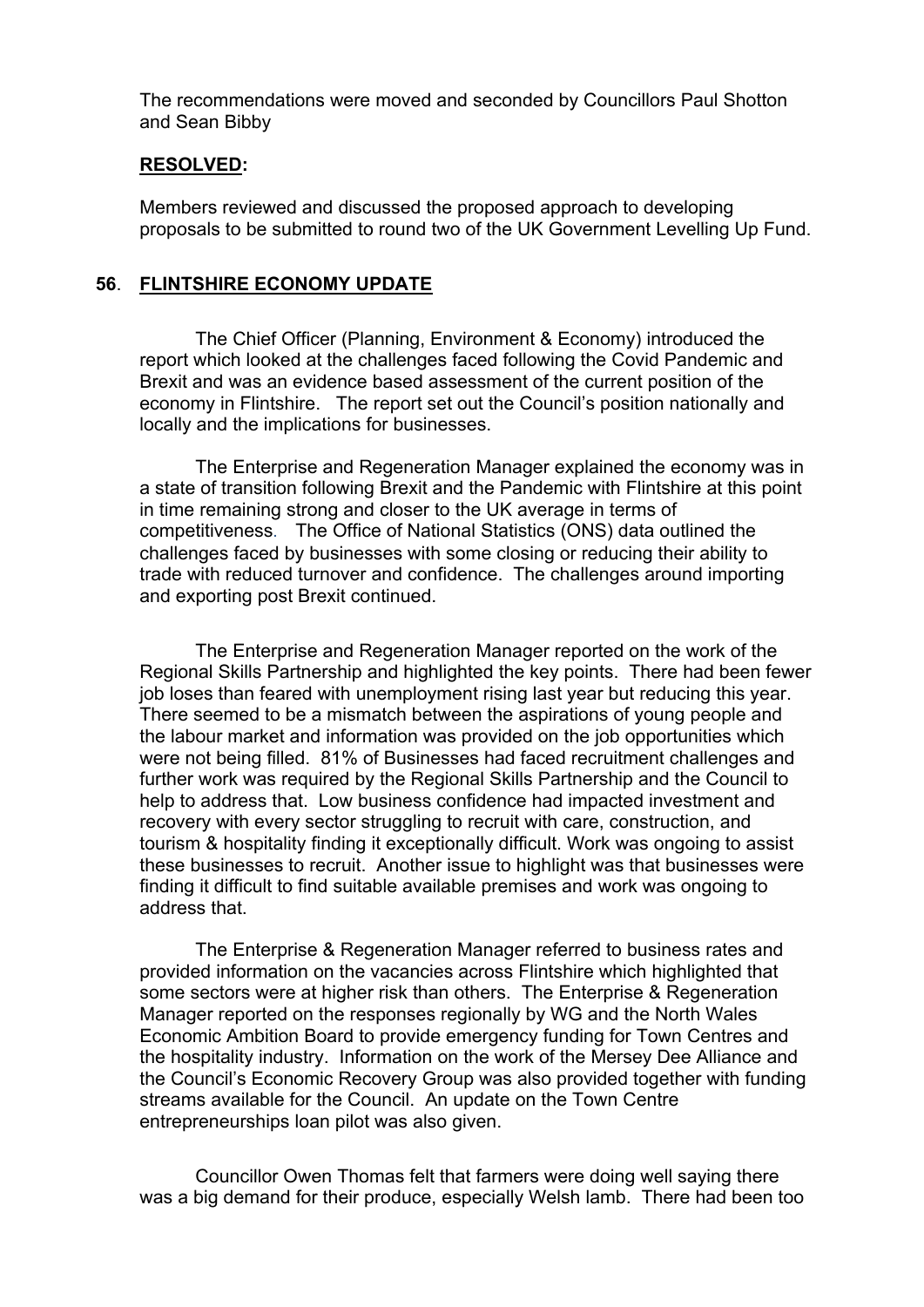The recommendations were moved and seconded by Councillors Paul Shotton and Sean Bibby

**RESOLVED:**

Members reviewed and discussed the proposed approach to developing proposals to be submitted to round two of the UK Government Levelling Up Fund.

## 56. FLINTSHIRE ECONOMY UPDATE

The Chief Officer (Planning, Environment & Economy) introduced the report which looked at the challenges faced following the Covid Pandemic and Brexit and was an evidence based assessment of the current position of the economy in Flintshire. The report set out the Council's position nationally and locally and the implications for businesses.

The Enterprise and Regeneration Manager explained the economy was in a state of transition following Brexit and the Pandemic with Flintshire at this point in time remaining strong and closer to the UK average in terms of competitiveness. The Office of National Statistics (ONS) data outlined the challenges faced by businesses with some closing or reducing their ability to trade with reduced turnover and confidence. The challenges around importing and exporting post Brexit continued.

The Enterprise and Regeneration Manager reported on the work of the Regional Skills Partnership and highlighted the key points. There had been fewer job loses than feared with unemployment rising last year but reducing this year. There seemed to be a mismatch between the aspirations of young people and the labour market and information was provided on the job opportunities which were not being filled. 81% of Businesses had faced recruitment challenges and further work was required by the Regional Skills Partnership and the Council to help to address that. Low business confidence had impacted investment and recovery with every sector struggling to recruit with care, construction, and tourism & hospitality finding it exceptionally difficult. Work was ongoing to assist these businesses to recruit. Another issue to highlight was that businesses were finding it difficult to find suitable available premises and work was ongoing to address that.

The Enterprise & Regeneration Manager referred to business rates and provided information on the vacancies across Flintshire which highlighted that some sectors were at higher risk than others. The Enterprise & Regeneration Manager reported on the responses regionally by WG and the North Wales Economic Ambition Board to provide emergency funding for Town Centres and the hospitality industry. Information on the work of the Mersey Dee Alliance and the Council's Economic Recovery Group was also provided together with funding streams available for the Council. An update on the Town Centre entrepreneurships loan pilot was also given.

Councillor Owen Thomas felt that farmers were doing well saying there was a big demand for their produce, especially Welsh lamb. There had been too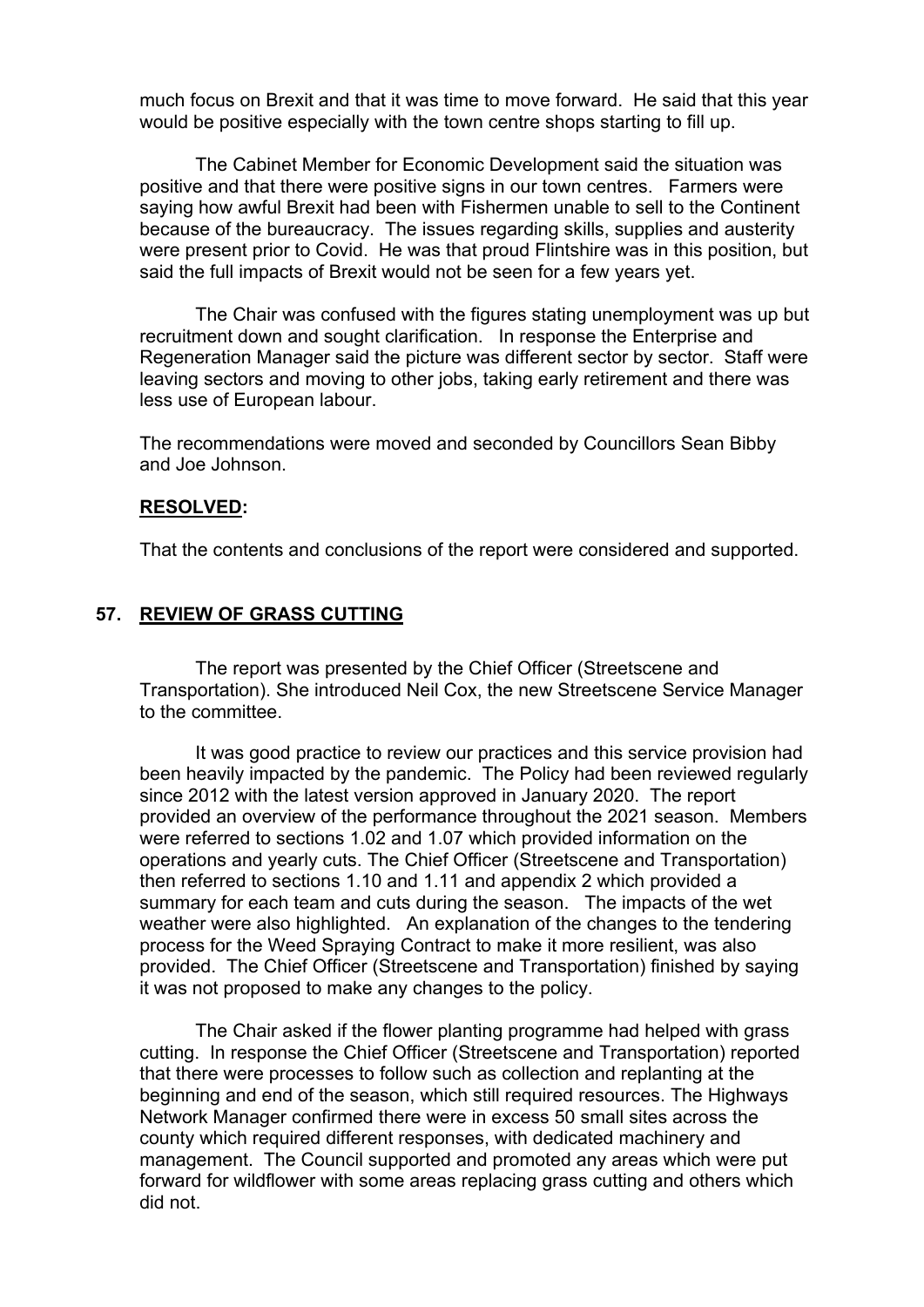much focus on Brexit and that it was time to move forward. He said that this year would be positive especially with the town centre shops starting to fill up.

The Cabinet Member for Economic Development said the situation was positive and that there were positive signs in our town centres. Farmers were saying how awful Brexit had been with Fishermen unable to sell to the Continent because of the bureaucracy. The issues regarding skills, supplies and austerity were present prior to Covid. He was that proud Flintshire was in this position, but said the full impacts of Brexit would not be seen for a few years yet.

The Chair was confused with the figures stating unemployment was up but recruitment down and sought clarification. In response the Enterprise and Regeneration Manager said the picture was different sector by sector. Staff were leaving sectors and moving to other jobs, taking early retirement and there was less use of European labour.

The recommendations were moved and seconded by Councillors Sean Bibby and Joe Johnson.

**RESOLVED:**

That the contents and conclusions of the report were considered and supported.

## 57. REVIEW OF GRASS CUTTING

The report was presented by the Chief Officer (Streetscene and Transportation). She introduced Neil Cox, the new Streetscene Service Manager to the committee.

It was good practice to review our practices and this service provision had been heavily impacted by the pandemic. The Policy had been reviewed regularly since 2012 with the latest version approved in January 2020. The report provided an overview of the performance throughout the 2021 season. Members were referred to sections 1.02 and 1.07 which provided information on the operations and yearly cuts. The Chief Officer (Streetscene and Transportation) then referred to sections 1.10 and 1.11 and appendix 2 which provided a summary for each team and cuts during the season. The impacts of the wet weather were also highlighted. An explanation of the changes to the tendering process for the Weed Spraying Contract to make it more resilient, was also provided. The Chief Officer (Streetscene and Transportation) finished by saying it was not proposed to make any changes to the policy.

The Chair asked if the flower planting programme had helped with grass cutting. In response the Chief Officer (Streetscene and Transportation) reported that there were processes to follow such as collection and replanting at the beginning and end of the season, which still required resources. The Highways Network Manager confirmed there were in excess 50 small sites across the county which required different responses, with dedicated machinery and management. The Council supported and promoted any areas which were put forward for wildflower with some areas replacing grass cutting and others which did not.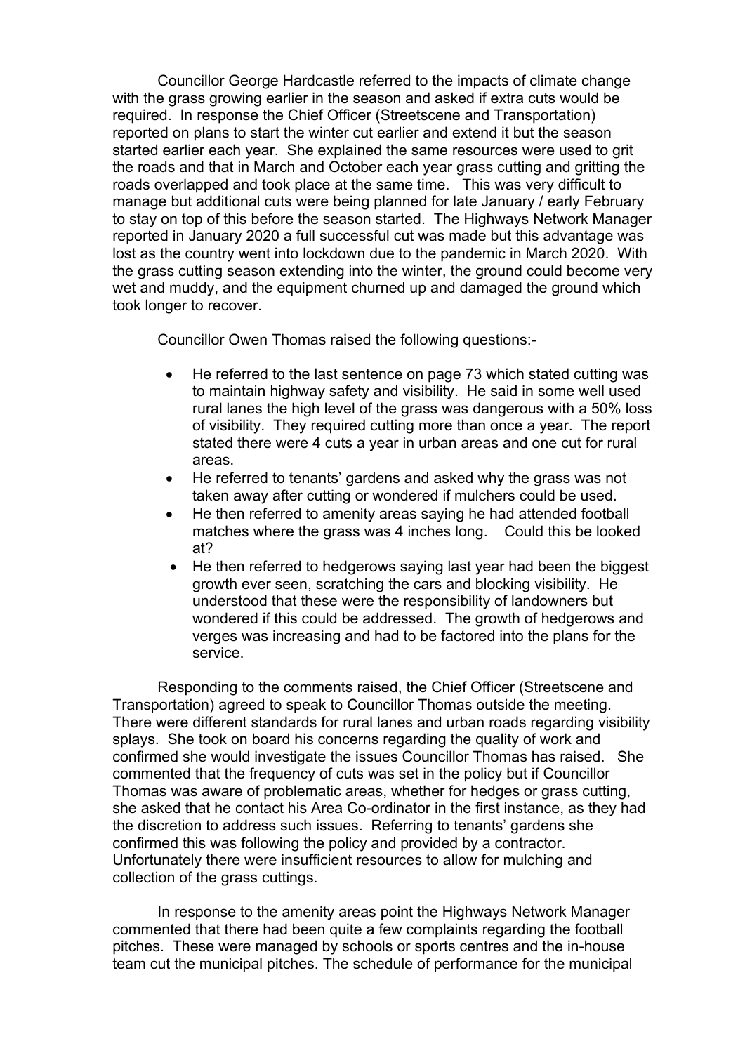Councillor George Hardcastle referred to the impacts of climate change with the grass growing earlier in the season and asked if extra cuts would be required. In response the Chief Officer (Streetscene and Transportation) reported on plans to start the winter cut earlier and extend it but the season started earlier each year. She explained the same resources were used to grit the roads and that in March and October each year grass cutting and gritting the roads overlapped and took place at the same time. This was very difficult to manage but additional cuts were being planned for late January / early February to stay on top of this before the season started. The Highways Network Manager reported in January 2020 a full successful cut was made but this advantage was lost as the country went into lockdown due to the pandemic in March 2020. With the grass cutting season extending into the winter, the ground could become very wet and muddy, and the equipment churned up and damaged the ground which took longer to recover.

Councillor Owen Thomas raised the following questions:-

- He referred to the last sentence on page 73 which stated cutting was to maintain highway safety and visibility. He said in some well used rural lanes the high level of the grass was dangerous with a 50% loss of visibility. They required cutting more than once a year. The report stated there were 4 cuts a year in urban areas and one cut for rural areas.
- He referred to tenants' gardens and asked why the grass was not taken away after cutting or wondered if mulchers could be used.
- He then referred to amenity areas saying he had attended football matches where the grass was 4 inches long. Could this be looked at?
- He then referred to hedgerows saying last year had been the biggest growth ever seen, scratching the cars and blocking visibility. He understood that these were the responsibility of landowners but wondered if this could be addressed. The growth of hedgerows and verges was increasing and had to be factored into the plans for the service.

Responding to the comments raised, the Chief Officer (Streetscene and Transportation) agreed to speak to Councillor Thomas outside the meeting. There were different standards for rural lanes and urban roads regarding visibility splays. She took on board his concerns regarding the quality of work and confirmed she would investigate the issues Councillor Thomas has raised. She commented that the frequency of cuts was set in the policy but if Councillor Thomas was aware of problematic areas, whether for hedges or grass cutting, she asked that he contact his Area Co-ordinator in the first instance, as they had the discretion to address such issues. Referring to tenants' gardens she confirmed this was following the policy and provided by a contractor. Unfortunately there were insufficient resources to allow for mulching and collection of the grass cuttings.

In response to the amenity areas point the Highways Network Manager commented that there had been quite a few complaints regarding the football pitches. These were managed by schools or sports centres and the in-house team cut the municipal pitches. The schedule of performance for the municipal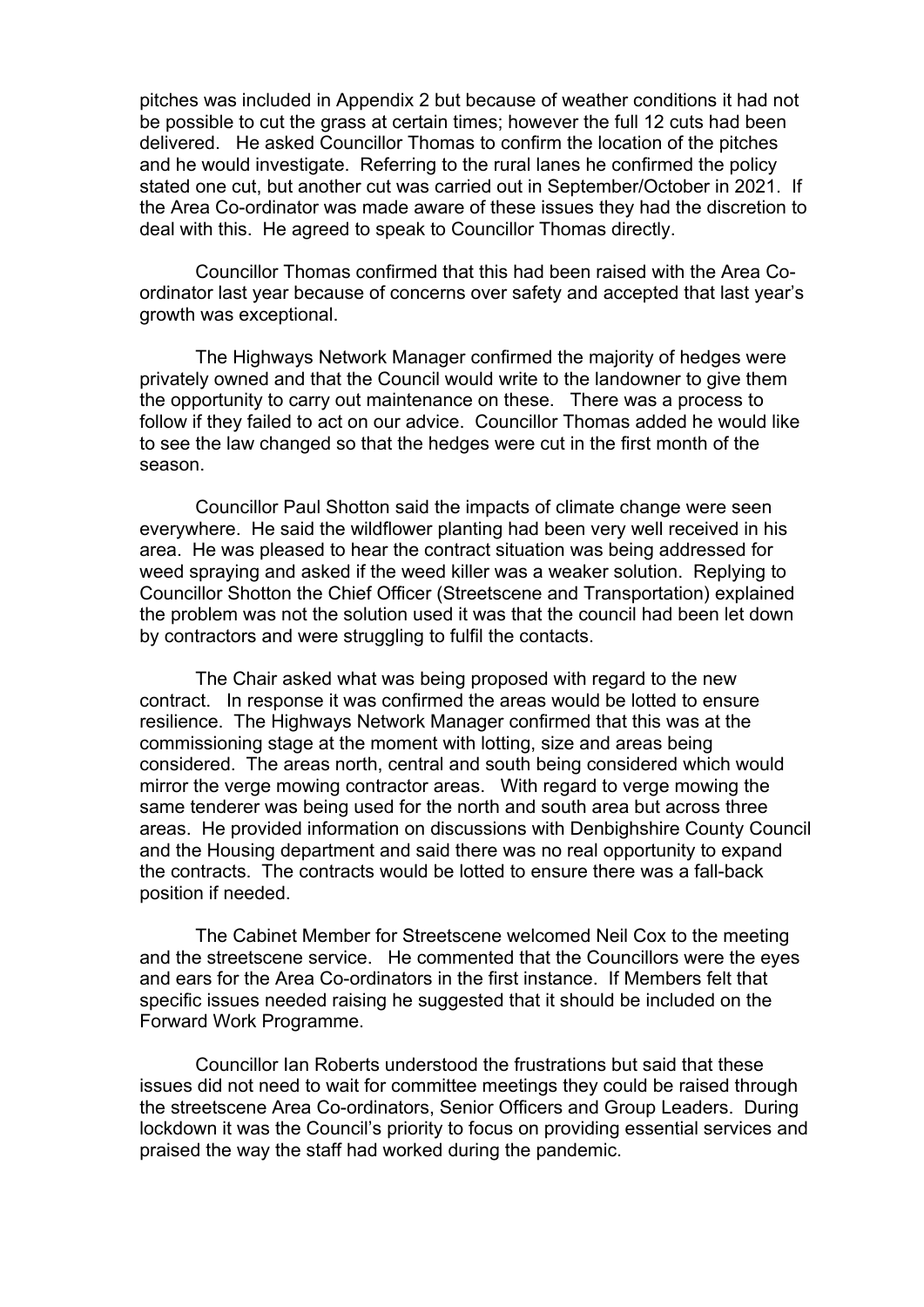pitches was included in Appendix 2 but because of weather conditions it had not be possible to cut the grass at certain times; however the full 12 cuts had been delivered. He asked Councillor Thomas to confirm the location of the pitches and he would investigate. Referring to the rural lanes he confirmed the policy stated one cut, but another cut was carried out in September/October in 2021. If the Area Co-ordinator was made aware of these issues they had the discretion to deal with this. He agreed to speak to Councillor Thomas directly.

Councillor Thomas confirmed that this had been raised with the Area Co-ordinator last year because of concerns over safety and accepted that last year's growth was exceptional.

The Highways Network Manager confirmed the majority of hedges were privately owned and that the Council would write to the landowner to give them the opportunity to carry out maintenance on these. There was a process to follow if they failed to act on our advice. Councillor Thomas added he would like to see the law changed so that the hedges were cut in the first month of the season.

Councillor Paul Shotton said the impacts of climate change were seen everywhere. He said the wildflower planting had been very well received in his area. He was pleased to hear the contract situation was being addressed for weed spraying and asked if the weed killer was a weaker solution. Replying to Councillor Shotton the Chief Officer (Streetscene and Transportation) explained the problem was not the solution used it was that the council had been let down by contractors and were struggling to fulfil the contacts.

The Chair asked what was being proposed with regard to the new contract. In response it was confirmed the areas would be lotted to ensure resilience. The Highways Network Manager confirmed that this was at the commissioning stage at the moment with lotting, size and areas being considered. The areas north, central and south being considered which would mirror the verge mowing contractor areas. With regard to verge mowing the same tenderer was being used for the north and south area but across three areas. He provided information on discussions with Denbighshire County Council and the Housing department and said there was no real opportunity to expand the contracts. The contracts would be lotted to ensure there was a fall-back position if needed.

The Cabinet Member for Streetscene welcomed Neil Cox to the meeting and the streetscene service. He commented that the Councillors were the eyes and ears for the Area Co-ordinators in the first instance. If Members felt that specific issues needed raising he suggested that it should be included on the Forward Work Programme.

Councillor Ian Roberts understood the frustrations but said that these issues did not need to wait for committee meetings they could be raised through the streetscene Area Co-ordinators, Senior Officers and Group Leaders. During lockdown it was the Council's priority to focus on providing essential services and praised the way the staff had worked during the pandemic.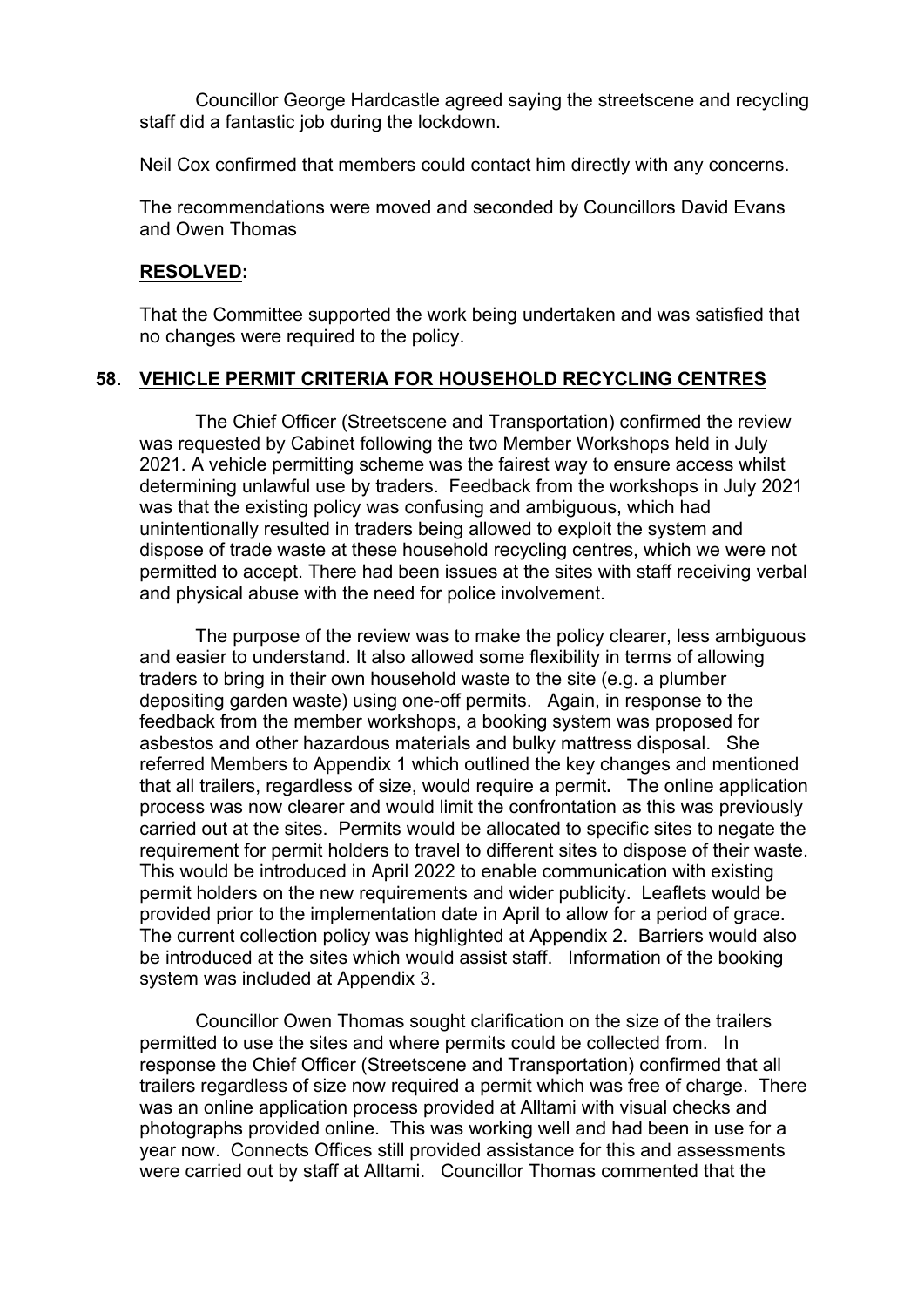Councillor George Hardcastle agreed saying the streetscene and recycling staff did a fantastic job during the lockdown.

Neil Cox confirmed that members could contact him directly with any concerns.

The recommendations were moved and seconded by Councillors David Evans and Owen Thomas

**RESOLVED:**

That the Committee supported the work being undertaken and was satisfied that no changes were required to the policy.

## 58. VEHICLE PERMIT CRITERIA FOR HOUSEHOLD RECYCLING CENTRES

The Chief Officer (Streetscene and Transportation) confirmed the review was requested by Cabinet following the two Member Workshops held in July 2021. A vehicle permitting scheme was the fairest way to ensure access whilst determining unlawful use by traders. Feedback from the workshops in July 2021 was that the existing policy was confusing and ambiguous, which had unintentionally resulted in traders being allowed to exploit the system and dispose of trade waste at these household recycling centres, which we were not permitted to accept. There had been issues at the sites with staff receiving verbal and physical abuse with the need for police involvement.

The purpose of the review was to make the policy clearer, less ambiguous and easier to understand. It also allowed some flexibility in terms of allowing traders to bring in their own household waste to the site (e.g. a plumber depositing garden waste) using one-off permits. Again, in response to the feedback from the member workshops, a booking system was proposed for asbestos and other hazardous materials and bulky mattress disposal. She referred Members to Appendix 1 which outlined the key changes and mentioned that all trailers, regardless of size, would require a permit**.** The online application process was now clearer and would limit the confrontation as this was previously carried out at the sites. Permits would be allocated to specific sites to negate the requirement for permit holders to travel to different sites to dispose of their waste. This would be introduced in April 2022 to enable communication with existing permit holders on the new requirements and wider publicity. Leaflets would be provided prior to the implementation date in April to allow for a period of grace. The current collection policy was highlighted at Appendix 2. Barriers would also be introduced at the sites which would assist staff. Information of the booking system was included at Appendix 3.

Councillor Owen Thomas sought clarification on the size of the trailers permitted to use the sites and where permits could be collected from. In response the Chief Officer (Streetscene and Transportation) confirmed that all trailers regardless of size now required a permit which was free of charge. There was an online application process provided at Alltami with visual checks and photographs provided online. This was working well and had been in use for a year now. Connects Offices still provided assistance for this and assessments were carried out by staff at Alltami. Councillor Thomas commented that the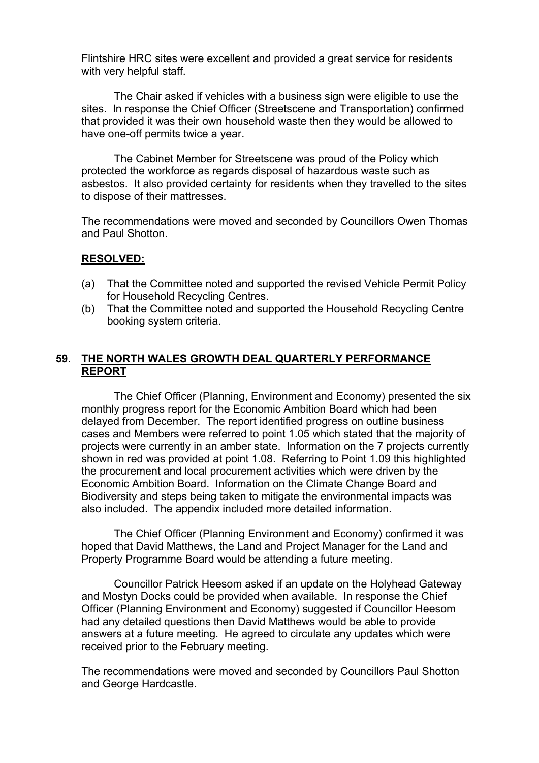Flintshire HRC sites were excellent and provided a great service for residents with very helpful staff.

The Chair asked if vehicles with a business sign were eligible to use the sites. In response the Chief Officer (Streetscene and Transportation) confirmed that provided it was their own household waste then they would be allowed to have one-off permits twice a year.

The Cabinet Member for Streetscene was proud of the Policy which protected the workforce as regards disposal of hazardous waste such as asbestos. It also provided certainty for residents when they travelled to the sites to dispose of their mattresses.

The recommendations were moved and seconded by Councillors Owen Thomas and Paul Shotton.

**RESOLVED:**

(a) That the Committee noted and supported the revised Vehicle Permit Policy for Household Recycling Centres.

(b) That the Committee noted and supported the Household Recycling Centre booking system criteria.

## 59. THE NORTH WALES GROWTH DEAL QUARTERLY PERFORMANCE REPORT

The Chief Officer (Planning, Environment and Economy) presented the six monthly progress report for the Economic Ambition Board which had been delayed from December. The report identified progress on outline business cases and Members were referred to point 1.05 which stated that the majority of projects were currently in an amber state. Information on the 7 projects currently shown in red was provided at point 1.08. Referring to Point 1.09 this highlighted the procurement and local procurement activities which were driven by the Economic Ambition Board. Information on the Climate Change Board and Biodiversity and steps being taken to mitigate the environmental impacts was also included. The appendix included more detailed information.

The Chief Officer (Planning Environment and Economy) confirmed it was hoped that David Matthews, the Land and Project Manager for the Land and Property Programme Board would be attending a future meeting.

Councillor Patrick Heesom asked if an update on the Holyhead Gateway and Mostyn Docks could be provided when available. In response the Chief Officer (Planning Environment and Economy) suggested if Councillor Heesom had any detailed questions then David Matthews would be able to provide answers at a future meeting. He agreed to circulate any updates which were received prior to the February meeting.

The recommendations were moved and seconded by Councillors Paul Shotton and George Hardcastle.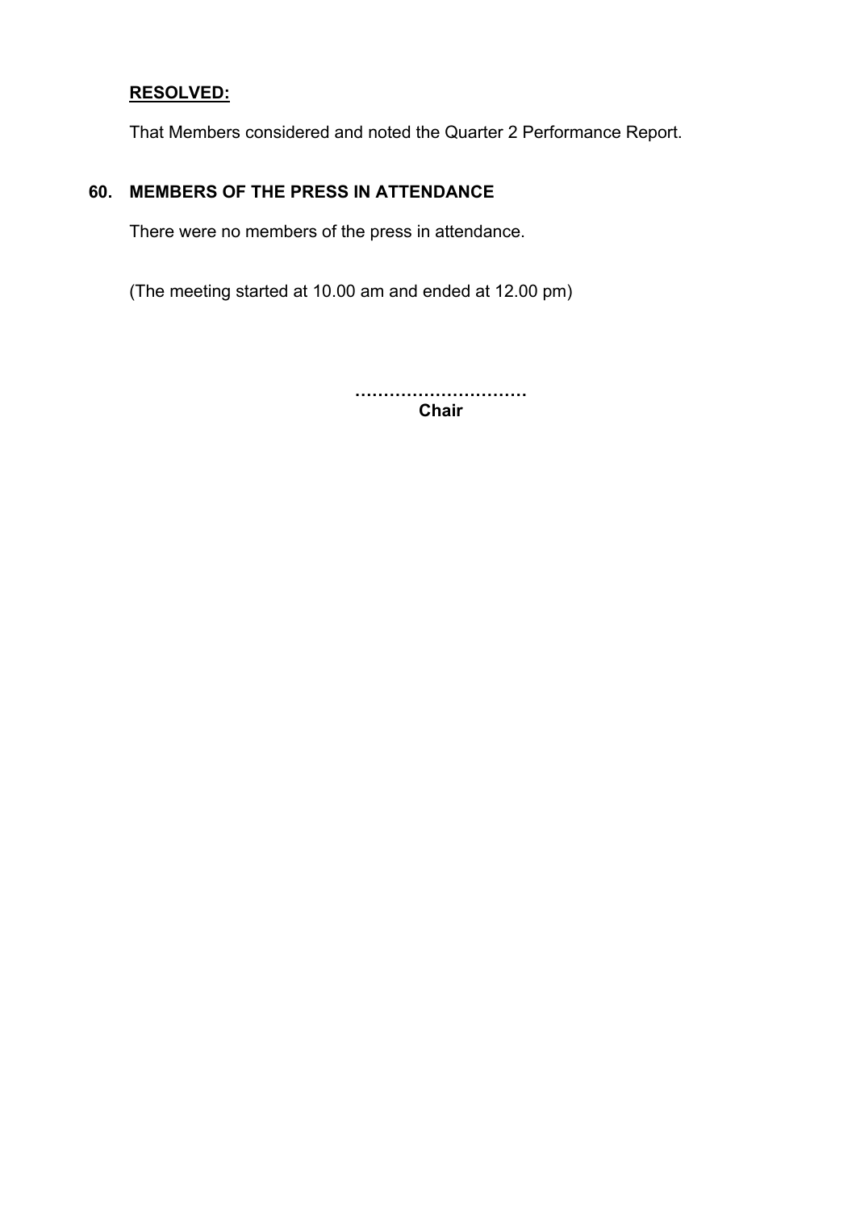**RESOLVED:**

That Members considered and noted the Quarter 2 Performance Report.

## 60. MEMBERS OF THE PRESS IN ATTENDANCE

There were no members of the press in attendance.

(The meeting started at 10.00 am and ended at 12.00 pm)

…………………………
**Chair**